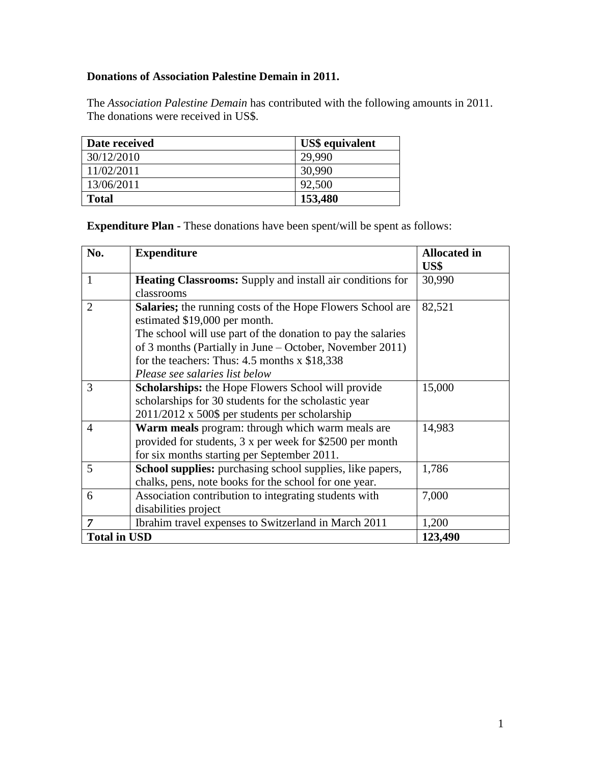**Donations of Association Palestine Demain in 2011.**

The *Association Palestine Demain* has contributed with the following amounts in 2011. The donations were received in US$.

| Date received | US$ equivalent |
|---|---|
| 30/12/2010 | 29,990 |
| 11/02/2011 | 30,990 |
| 13/06/2011 | 92,500 |
| **Total** | **153,480** |

**Expenditure Plan -** These donations have been spent/will be spent as follows:

| No. | Expenditure | Allocated in US$ |
|---|---|---|
| 1 | **Heating Classrooms:** Supply and install air conditions for classrooms | 30,990 |
| 2 | **Salaries;** the running costs of the Hope Flowers School are estimated $19,000 per month. The school will use part of the donation to pay the salaries of 3 months (Partially in June – October, November 2011) for the teachers: Thus: 4.5 months x $18,338 *Please see salaries list below* | 82,521 |
| 3 | **Scholarships:** the Hope Flowers School will provide scholarships for 30 students for the scholastic year 2011/2012 x 500$ per students per scholarship | 15,000 |
| 4 | **Warm meals** program: through which warm meals are provided for students, 3 x per week for $2500 per month for six months starting per September 2011. | 14,983 |
| 5 | **School supplies:** purchasing school supplies, like papers, chalks, pens, note books for the school for one year. | 1,786 |
| 6 | Association contribution to integrating students with disabilities project | 7,000 |
| *7* | Ibrahim travel expenses to Switzerland in March 2011 | 1,200 |
| **Total in USD** | | **123,490** |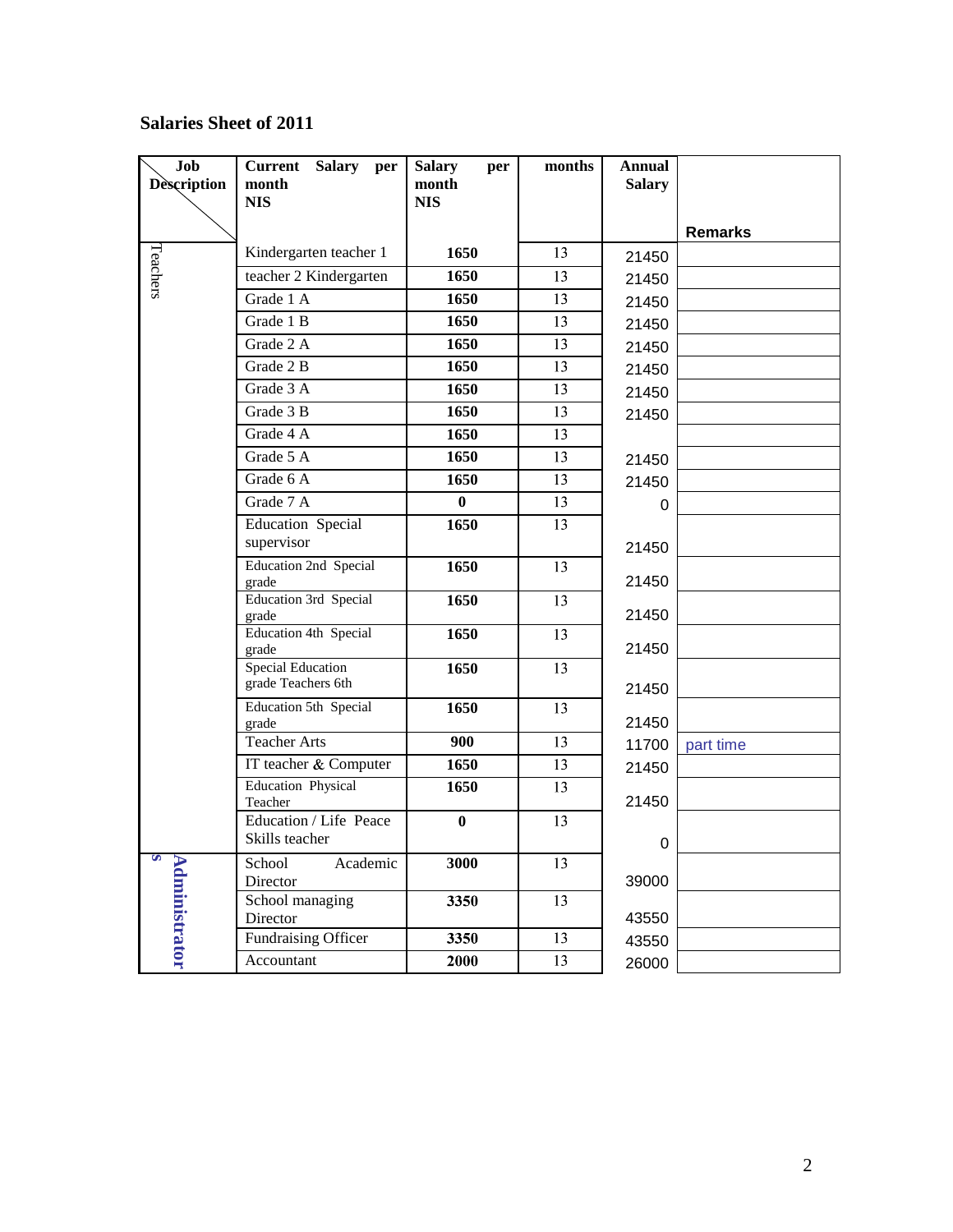**Salaries Sheet of 2011**

| Job Description | Current Salary per month NIS | Salary per month NIS | months | Annual Salary | Remarks |
|---|---|---|---|---|---|
| Teachers | Kindergarten teacher 1 | **1650** | 13 | 21450 | |
| | teacher 2 Kindergarten | **1650** | 13 | 21450 | |
| | Grade 1 A | **1650** | 13 | 21450 | |
| | Grade 1 B | **1650** | 13 | 21450 | |
| | Grade 2 A | **1650** | 13 | 21450 | |
| | Grade 2 B | **1650** | 13 | 21450 | |
| | Grade 3 A | **1650** | 13 | 21450 | |
| | Grade 3 B | **1650** | 13 | 21450 | |
| | Grade 4 A | **1650** | 13 | | |
| | Grade 5 A | **1650** | 13 | 21450 | |
| | Grade 6 A | **1650** | 13 | 21450 | |
| | Grade 7 A | **0** | 13 | 0 | |
| | Education Special supervisor | **1650** | 13 | 21450 | |
| | Education 2nd Special grade | **1650** | 13 | 21450 | |
| | Education 3rd Special grade | **1650** | 13 | 21450 | |
| | Education 4th Special grade | **1650** | 13 | 21450 | |
| | Special Education grade Teachers 6th | **1650** | 13 | 21450 | |
| | Education 5th Special grade | **1650** | 13 | 21450 | |
| | Teacher Arts | **900** | 13 | 11700 | part time |
| | IT teacher & Computer | **1650** | 13 | 21450 | |
| | Education Physical Teacher | **1650** | 13 | 21450 | |
| | Education / Life Peace Skills teacher | **0** | 13 | 0 | |
| Administrators | School Academic Director | **3000** | 13 | 39000 | |
| | School managing Director | **3350** | 13 | 43550 | |
| | Fundraising Officer | **3350** | 13 | 43550 | |
| | Accountant | **2000** | 13 | 26000 | |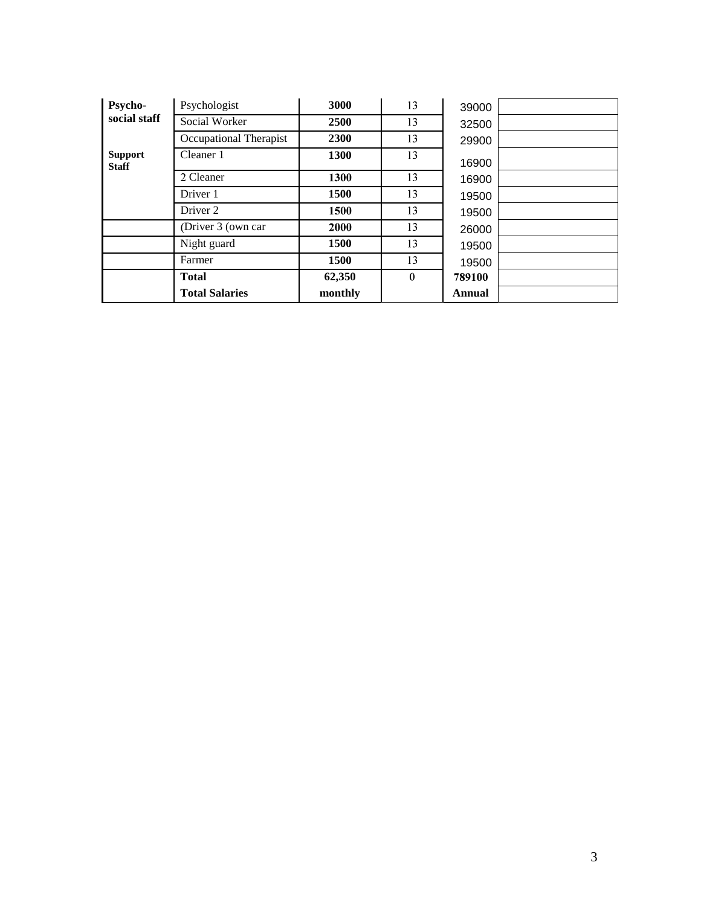| | | | | | |
|---|---|---|---|---|---|
| **Psycho-social staff** | Psychologist | **3000** | 13 | 39000 | |
| | Social Worker | **2500** | 13 | 32500 | |
| | Occupational Therapist | **2300** | 13 | 29900 | |
| **Support Staff** | Cleaner 1 | **1300** | 13 | 16900 | |
| | 2 Cleaner | **1300** | 13 | 16900 | |
| | Driver 1 | **1500** | 13 | 19500 | |
| | Driver 2 | **1500** | 13 | 19500 | |
| | (Driver 3 (own car | **2000** | 13 | 26000 | |
| | Night guard | **1500** | 13 | 19500 | |
| | Farmer | **1500** | 13 | 19500 | |
| | **Total** | **62,350** | 0 | **789100** | |
| | **Total Salaries** | **monthly** | | **Annual** | |